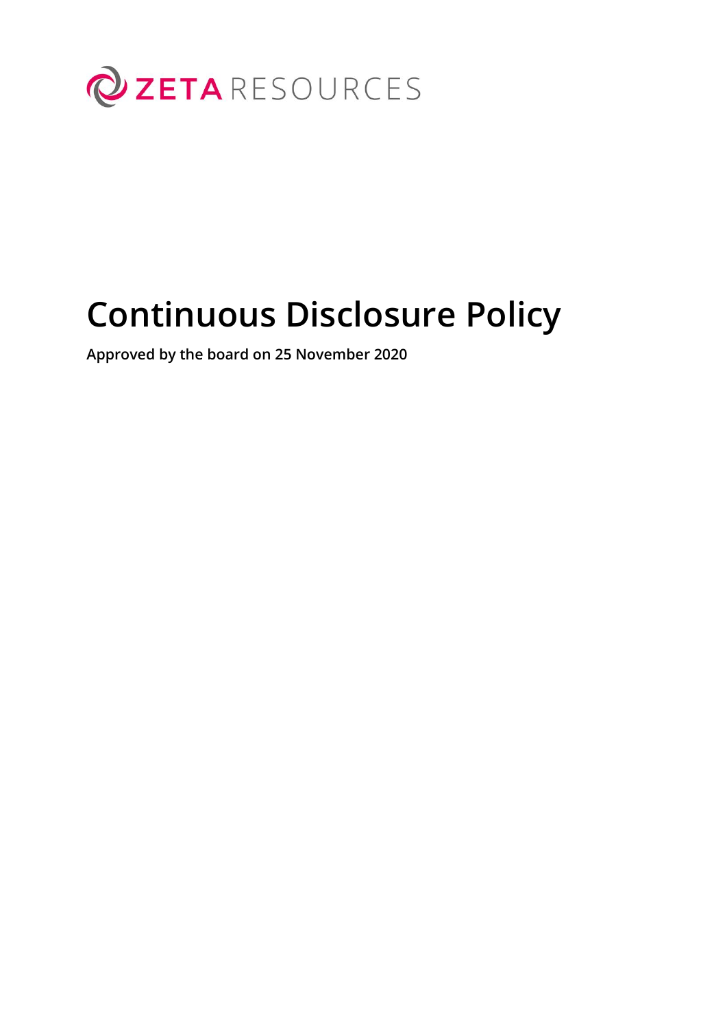ZETA RESOURCES

# Continuous Disclosure Policy

**Approved by the board on 25 November 2020**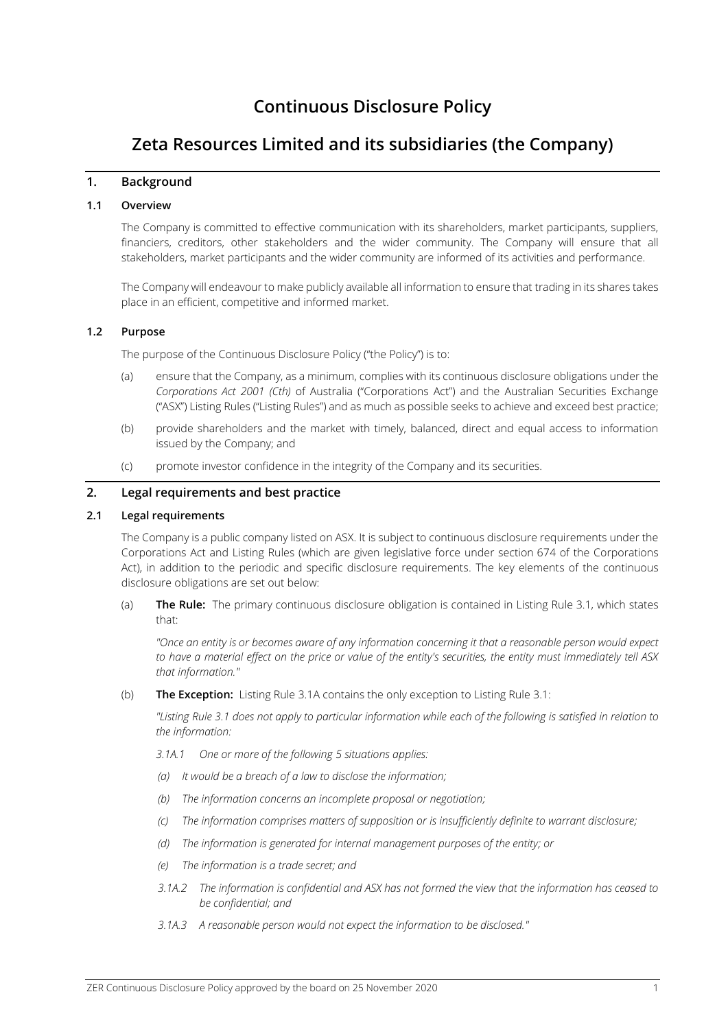# Continuous Disclosure Policy

# Zeta Resources Limited and its subsidiaries (the Company)

## 1. Background

### 1.1 Overview

The Company is committed to effective communication with its shareholders, market participants, suppliers, financiers, creditors, other stakeholders and the wider community. The Company will ensure that all stakeholders, market participants and the wider community are informed of its activities and performance.

The Company will endeavour to make publicly available all information to ensure that trading in its shares takes place in an efficient, competitive and informed market.

### 1.2 Purpose

The purpose of the Continuous Disclosure Policy ("the Policy") is to:

(a) ensure that the Company, as a minimum, complies with its continuous disclosure obligations under the *Corporations Act 2001 (Cth)* of Australia ("Corporations Act") and the Australian Securities Exchange ("ASX") Listing Rules ("Listing Rules") and as much as possible seeks to achieve and exceed best practice;

(b) provide shareholders and the market with timely, balanced, direct and equal access to information issued by the Company; and

(c) promote investor confidence in the integrity of the Company and its securities.

## 2. Legal requirements and best practice

### 2.1 Legal requirements

The Company is a public company listed on ASX. It is subject to continuous disclosure requirements under the Corporations Act and Listing Rules (which are given legislative force under section 674 of the Corporations Act), in addition to the periodic and specific disclosure requirements. The key elements of the continuous disclosure obligations are set out below:

(a) **The Rule:** The primary continuous disclosure obligation is contained in Listing Rule 3.1, which states that:

*"Once an entity is or becomes aware of any information concerning it that a reasonable person would expect to have a material effect on the price or value of the entity's securities, the entity must immediately tell ASX that information."*

(b) **The Exception:** Listing Rule 3.1A contains the only exception to Listing Rule 3.1:

*"Listing Rule 3.1 does not apply to particular information while each of the following is satisfied in relation to the information:*

*3.1A.1 One or more of the following 5 situations applies:*

*(a) It would be a breach of a law to disclose the information;*

*(b) The information concerns an incomplete proposal or negotiation;*

*(c) The information comprises matters of supposition or is insufficiently definite to warrant disclosure;*

*(d) The information is generated for internal management purposes of the entity; or*

*(e) The information is a trade secret; and*

*3.1A.2 The information is confidential and ASX has not formed the view that the information has ceased to be confidential; and*

*3.1A.3 A reasonable person would not expect the information to be disclosed."*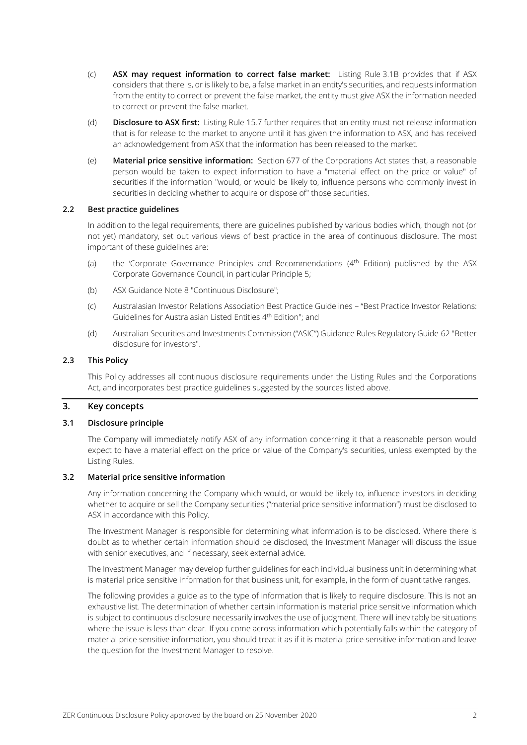(c) **ASX may request information to correct false market:** Listing Rule 3.1B provides that if ASX considers that there is, or is likely to be, a false market in an entity's securities, and requests information from the entity to correct or prevent the false market, the entity must give ASX the information needed to correct or prevent the false market.

(d) **Disclosure to ASX first:** Listing Rule 15.7 further requires that an entity must not release information that is for release to the market to anyone until it has given the information to ASX, and has received an acknowledgement from ASX that the information has been released to the market.

(e) **Material price sensitive information:** Section 677 of the Corporations Act states that, a reasonable person would be taken to expect information to have a "material effect on the price or value" of securities if the information "would, or would be likely to, influence persons who commonly invest in securities in deciding whether to acquire or dispose of" those securities.

### 2.2 Best practice guidelines

In addition to the legal requirements, there are guidelines published by various bodies which, though not (or not yet) mandatory, set out various views of best practice in the area of continuous disclosure. The most important of these guidelines are:

(a) the 'Corporate Governance Principles and Recommendations (4th Edition) published by the ASX Corporate Governance Council, in particular Principle 5;

(b) ASX Guidance Note 8 "Continuous Disclosure";

(c) Australasian Investor Relations Association Best Practice Guidelines – "Best Practice Investor Relations: Guidelines for Australasian Listed Entities 4th Edition"; and

(d) Australian Securities and Investments Commission ("ASIC") Guidance Rules Regulatory Guide 62 "Better disclosure for investors".

### 2.3 This Policy

This Policy addresses all continuous disclosure requirements under the Listing Rules and the Corporations Act, and incorporates best practice guidelines suggested by the sources listed above.

## 3. Key concepts

### 3.1 Disclosure principle

The Company will immediately notify ASX of any information concerning it that a reasonable person would expect to have a material effect on the price or value of the Company's securities, unless exempted by the Listing Rules.

### 3.2 Material price sensitive information

Any information concerning the Company which would, or would be likely to, influence investors in deciding whether to acquire or sell the Company securities ("material price sensitive information") must be disclosed to ASX in accordance with this Policy.

The Investment Manager is responsible for determining what information is to be disclosed. Where there is doubt as to whether certain information should be disclosed, the Investment Manager will discuss the issue with senior executives, and if necessary, seek external advice.

The Investment Manager may develop further guidelines for each individual business unit in determining what is material price sensitive information for that business unit, for example, in the form of quantitative ranges.

The following provides a guide as to the type of information that is likely to require disclosure. This is not an exhaustive list. The determination of whether certain information is material price sensitive information which is subject to continuous disclosure necessarily involves the use of judgment. There will inevitably be situations where the issue is less than clear. If you come across information which potentially falls within the category of material price sensitive information, you should treat it as if it is material price sensitive information and leave the question for the Investment Manager to resolve.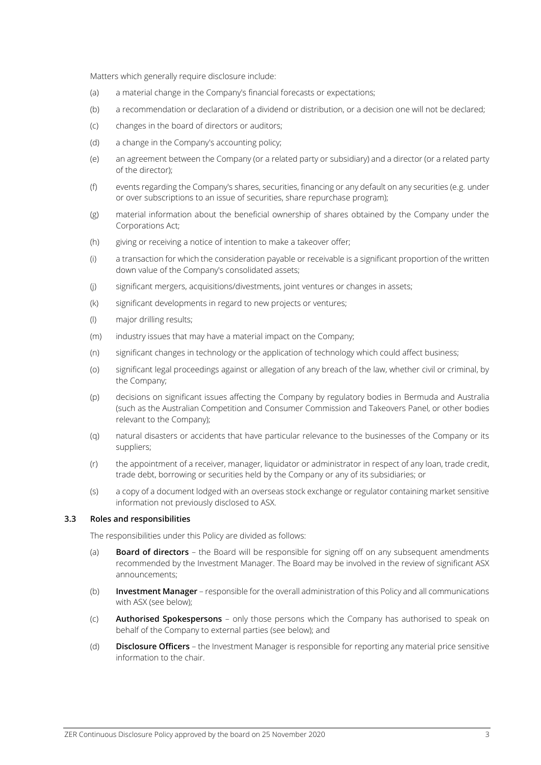Matters which generally require disclosure include:

(a) a material change in the Company's financial forecasts or expectations;

(b) a recommendation or declaration of a dividend or distribution, or a decision one will not be declared;

(c) changes in the board of directors or auditors;

(d) a change in the Company's accounting policy;

(e) an agreement between the Company (or a related party or subsidiary) and a director (or a related party of the director);

(f) events regarding the Company's shares, securities, financing or any default on any securities (e.g. under or over subscriptions to an issue of securities, share repurchase program);

(g) material information about the beneficial ownership of shares obtained by the Company under the Corporations Act;

(h) giving or receiving a notice of intention to make a takeover offer;

(i) a transaction for which the consideration payable or receivable is a significant proportion of the written down value of the Company's consolidated assets;

(j) significant mergers, acquisitions/divestments, joint ventures or changes in assets;

(k) significant developments in regard to new projects or ventures;

(l) major drilling results;

(m) industry issues that may have a material impact on the Company;

(n) significant changes in technology or the application of technology which could affect business;

(o) significant legal proceedings against or allegation of any breach of the law, whether civil or criminal, by the Company;

(p) decisions on significant issues affecting the Company by regulatory bodies in Bermuda and Australia (such as the Australian Competition and Consumer Commission and Takeovers Panel, or other bodies relevant to the Company);

(q) natural disasters or accidents that have particular relevance to the businesses of the Company or its suppliers;

(r) the appointment of a receiver, manager, liquidator or administrator in respect of any loan, trade credit, trade debt, borrowing or securities held by the Company or any of its subsidiaries; or

(s) a copy of a document lodged with an overseas stock exchange or regulator containing market sensitive information not previously disclosed to ASX.

### 3.3 Roles and responsibilities

The responsibilities under this Policy are divided as follows:

(a) **Board of directors** – the Board will be responsible for signing off on any subsequent amendments recommended by the Investment Manager. The Board may be involved in the review of significant ASX announcements;

(b) **Investment Manager** – responsible for the overall administration of this Policy and all communications with ASX (see below);

(c) **Authorised Spokespersons** – only those persons which the Company has authorised to speak on behalf of the Company to external parties (see below); and

(d) **Disclosure Officers** – the Investment Manager is responsible for reporting any material price sensitive information to the chair.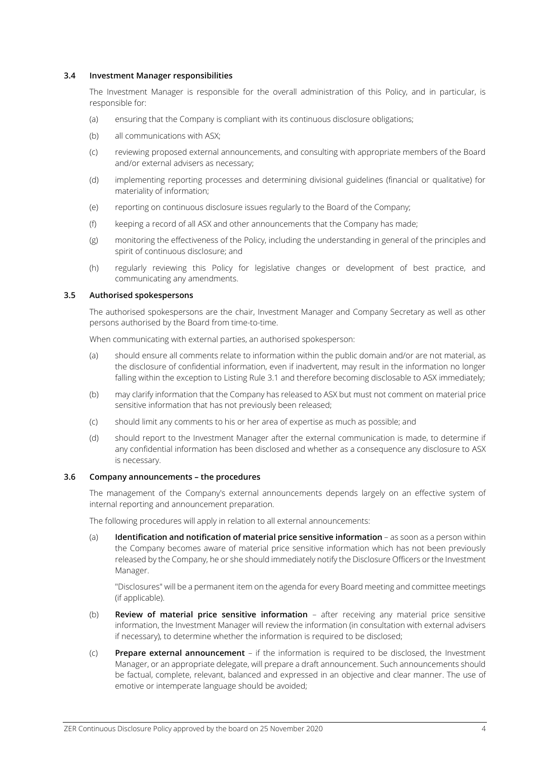### 3.4 Investment Manager responsibilities

The Investment Manager is responsible for the overall administration of this Policy, and in particular, is responsible for:

(a) ensuring that the Company is compliant with its continuous disclosure obligations;

(b) all communications with ASX;

(c) reviewing proposed external announcements, and consulting with appropriate members of the Board and/or external advisers as necessary;

(d) implementing reporting processes and determining divisional guidelines (financial or qualitative) for materiality of information;

(e) reporting on continuous disclosure issues regularly to the Board of the Company;

(f) keeping a record of all ASX and other announcements that the Company has made;

(g) monitoring the effectiveness of the Policy, including the understanding in general of the principles and spirit of continuous disclosure; and

(h) regularly reviewing this Policy for legislative changes or development of best practice, and communicating any amendments.

### 3.5 Authorised spokespersons

The authorised spokespersons are the chair, Investment Manager and Company Secretary as well as other persons authorised by the Board from time-to-time.

When communicating with external parties, an authorised spokesperson:

(a) should ensure all comments relate to information within the public domain and/or are not material, as the disclosure of confidential information, even if inadvertent, may result in the information no longer falling within the exception to Listing Rule 3.1 and therefore becoming disclosable to ASX immediately;

(b) may clarify information that the Company has released to ASX but must not comment on material price sensitive information that has not previously been released;

(c) should limit any comments to his or her area of expertise as much as possible; and

(d) should report to the Investment Manager after the external communication is made, to determine if any confidential information has been disclosed and whether as a consequence any disclosure to ASX is necessary.

### 3.6 Company announcements – the procedures

The management of the Company's external announcements depends largely on an effective system of internal reporting and announcement preparation.

The following procedures will apply in relation to all external announcements:

(a) **Identification and notification of material price sensitive information** – as soon as a person within the Company becomes aware of material price sensitive information which has not been previously released by the Company, he or she should immediately notify the Disclosure Officers or the Investment Manager.

"Disclosures" will be a permanent item on the agenda for every Board meeting and committee meetings (if applicable).

(b) **Review of material price sensitive information** – after receiving any material price sensitive information, the Investment Manager will review the information (in consultation with external advisers if necessary), to determine whether the information is required to be disclosed;

(c) **Prepare external announcement** – if the information is required to be disclosed, the Investment Manager, or an appropriate delegate, will prepare a draft announcement. Such announcements should be factual, complete, relevant, balanced and expressed in an objective and clear manner. The use of emotive or intemperate language should be avoided;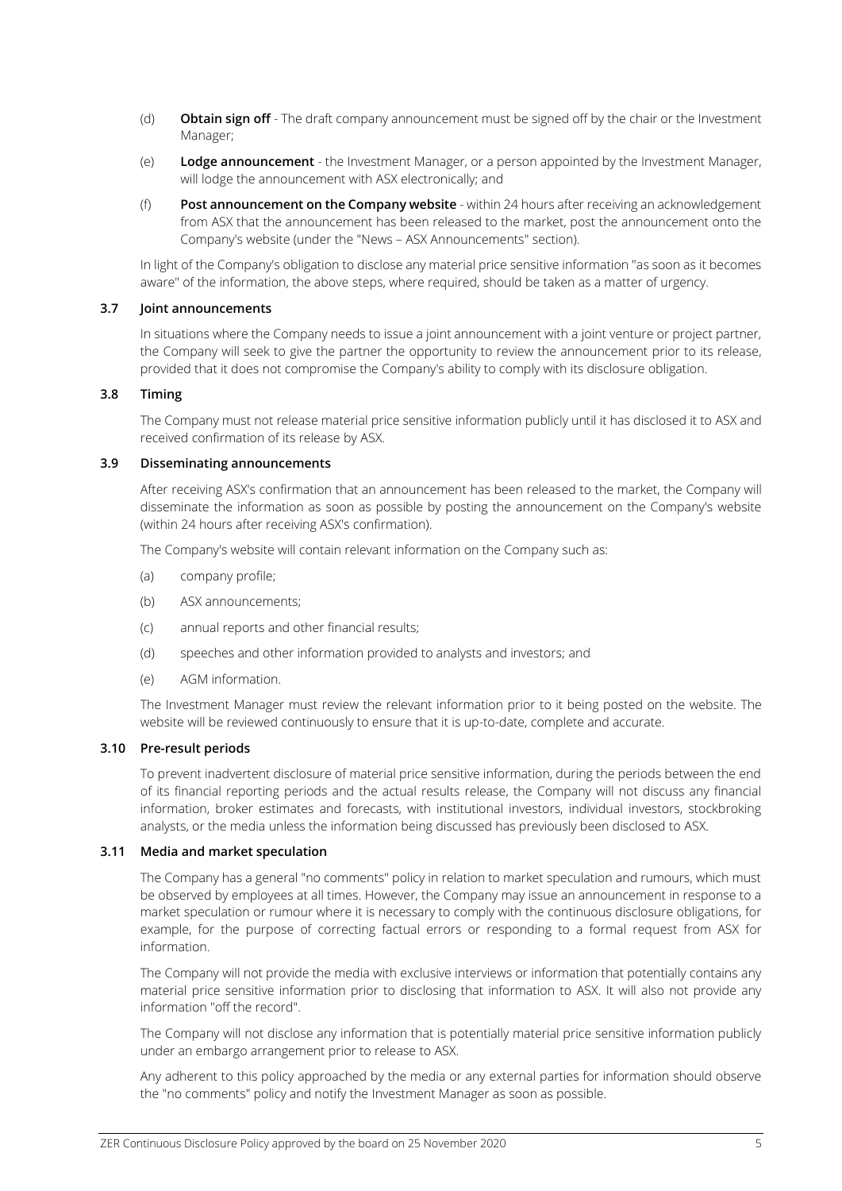(d) **Obtain sign off** - The draft company announcement must be signed off by the chair or the Investment Manager;

(e) **Lodge announcement** - the Investment Manager, or a person appointed by the Investment Manager, will lodge the announcement with ASX electronically; and

(f) **Post announcement on the Company website** - within 24 hours after receiving an acknowledgement from ASX that the announcement has been released to the market, post the announcement onto the Company's website (under the "News – ASX Announcements" section).

In light of the Company's obligation to disclose any material price sensitive information "as soon as it becomes aware" of the information, the above steps, where required, should be taken as a matter of urgency.

### 3.7 Joint announcements

In situations where the Company needs to issue a joint announcement with a joint venture or project partner, the Company will seek to give the partner the opportunity to review the announcement prior to its release, provided that it does not compromise the Company's ability to comply with its disclosure obligation.

### 3.8 Timing

The Company must not release material price sensitive information publicly until it has disclosed it to ASX and received confirmation of its release by ASX.

### 3.9 Disseminating announcements

After receiving ASX's confirmation that an announcement has been released to the market, the Company will disseminate the information as soon as possible by posting the announcement on the Company's website (within 24 hours after receiving ASX's confirmation).

The Company's website will contain relevant information on the Company such as:

(a) company profile;

(b) ASX announcements;

(c) annual reports and other financial results;

(d) speeches and other information provided to analysts and investors; and

(e) AGM information.

The Investment Manager must review the relevant information prior to it being posted on the website. The website will be reviewed continuously to ensure that it is up-to-date, complete and accurate.

### 3.10 Pre-result periods

To prevent inadvertent disclosure of material price sensitive information, during the periods between the end of its financial reporting periods and the actual results release, the Company will not discuss any financial information, broker estimates and forecasts, with institutional investors, individual investors, stockbroking analysts, or the media unless the information being discussed has previously been disclosed to ASX.

### 3.11 Media and market speculation

The Company has a general "no comments" policy in relation to market speculation and rumours, which must be observed by employees at all times. However, the Company may issue an announcement in response to a market speculation or rumour where it is necessary to comply with the continuous disclosure obligations, for example, for the purpose of correcting factual errors or responding to a formal request from ASX for information.

The Company will not provide the media with exclusive interviews or information that potentially contains any material price sensitive information prior to disclosing that information to ASX. It will also not provide any information "off the record".

The Company will not disclose any information that is potentially material price sensitive information publicly under an embargo arrangement prior to release to ASX.

Any adherent to this policy approached by the media or any external parties for information should observe the "no comments" policy and notify the Investment Manager as soon as possible.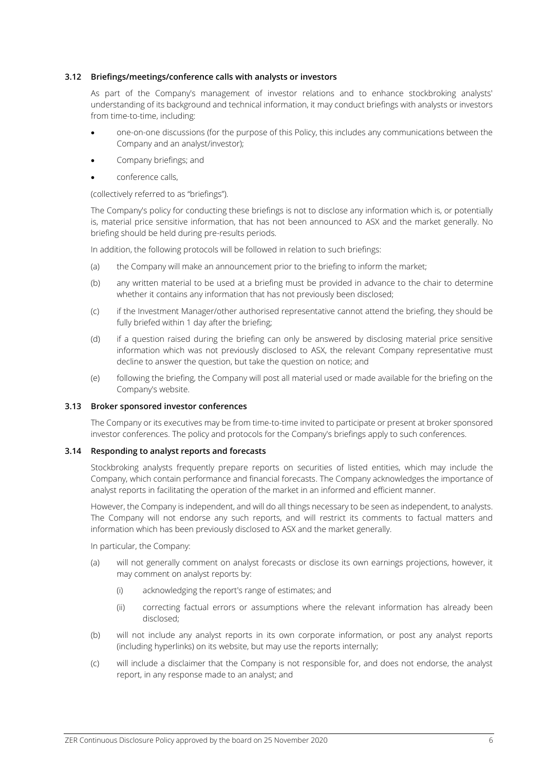### 3.12 Briefings/meetings/conference calls with analysts or investors

As part of the Company's management of investor relations and to enhance stockbroking analysts' understanding of its background and technical information, it may conduct briefings with analysts or investors from time-to-time, including:

- one-on-one discussions (for the purpose of this Policy, this includes any communications between the Company and an analyst/investor);
- Company briefings; and
- conference calls,

(collectively referred to as "briefings").

The Company's policy for conducting these briefings is not to disclose any information which is, or potentially is, material price sensitive information, that has not been announced to ASX and the market generally. No briefing should be held during pre-results periods.

In addition, the following protocols will be followed in relation to such briefings:

(a) the Company will make an announcement prior to the briefing to inform the market;

(b) any written material to be used at a briefing must be provided in advance to the chair to determine whether it contains any information that has not previously been disclosed;

(c) if the Investment Manager/other authorised representative cannot attend the briefing, they should be fully briefed within 1 day after the briefing;

(d) if a question raised during the briefing can only be answered by disclosing material price sensitive information which was not previously disclosed to ASX, the relevant Company representative must decline to answer the question, but take the question on notice; and

(e) following the briefing, the Company will post all material used or made available for the briefing on the Company's website.

### 3.13 Broker sponsored investor conferences

The Company or its executives may be from time-to-time invited to participate or present at broker sponsored investor conferences. The policy and protocols for the Company's briefings apply to such conferences.

### 3.14 Responding to analyst reports and forecasts

Stockbroking analysts frequently prepare reports on securities of listed entities, which may include the Company, which contain performance and financial forecasts. The Company acknowledges the importance of analyst reports in facilitating the operation of the market in an informed and efficient manner.

However, the Company is independent, and will do all things necessary to be seen as independent, to analysts. The Company will not endorse any such reports, and will restrict its comments to factual matters and information which has been previously disclosed to ASX and the market generally.

In particular, the Company:

(a) will not generally comment on analyst forecasts or disclose its own earnings projections, however, it may comment on analyst reports by:

  (i) acknowledging the report's range of estimates; and

  (ii) correcting factual errors or assumptions where the relevant information has already been disclosed;

(b) will not include any analyst reports in its own corporate information, or post any analyst reports (including hyperlinks) on its website, but may use the reports internally;

(c) will include a disclaimer that the Company is not responsible for, and does not endorse, the analyst report, in any response made to an analyst; and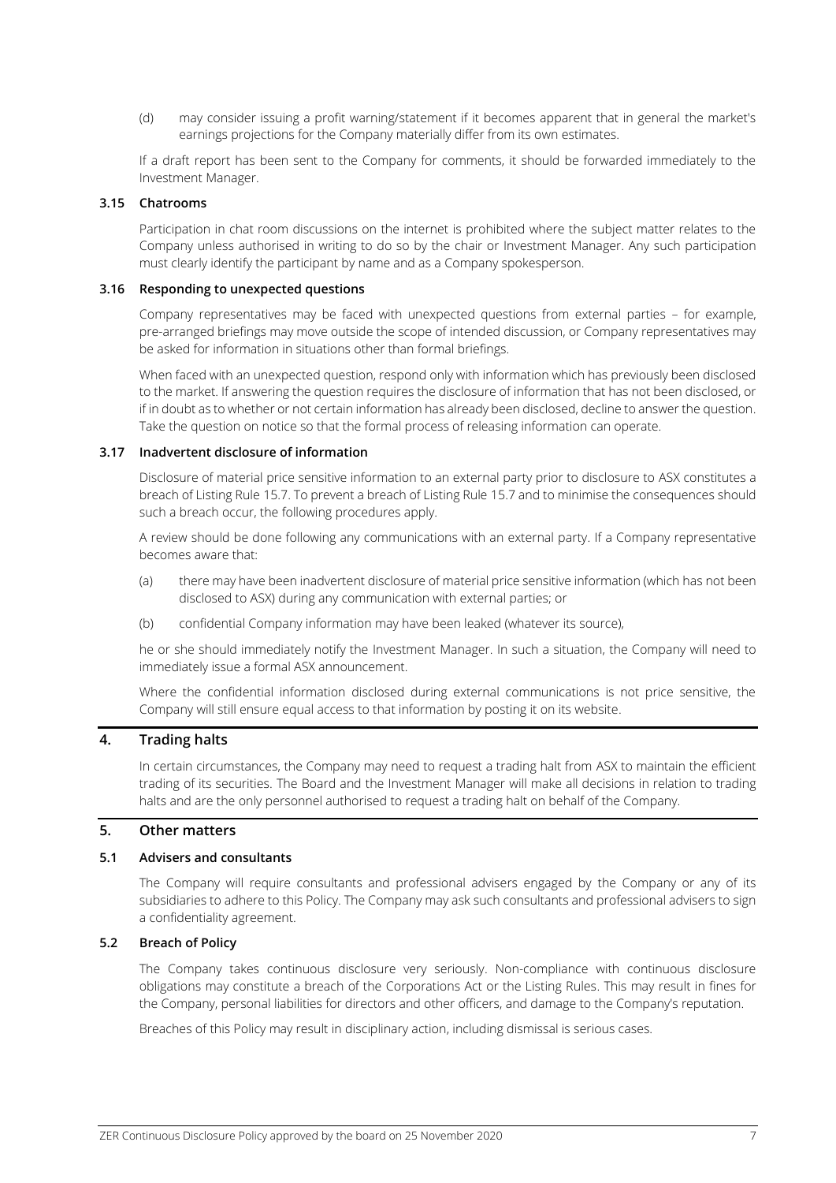(d) may consider issuing a profit warning/statement if it becomes apparent that in general the market's earnings projections for the Company materially differ from its own estimates.

If a draft report has been sent to the Company for comments, it should be forwarded immediately to the Investment Manager.

### 3.15 Chatrooms

Participation in chat room discussions on the internet is prohibited where the subject matter relates to the Company unless authorised in writing to do so by the chair or Investment Manager. Any such participation must clearly identify the participant by name and as a Company spokesperson.

### 3.16 Responding to unexpected questions

Company representatives may be faced with unexpected questions from external parties – for example, pre-arranged briefings may move outside the scope of intended discussion, or Company representatives may be asked for information in situations other than formal briefings.

When faced with an unexpected question, respond only with information which has previously been disclosed to the market. If answering the question requires the disclosure of information that has not been disclosed, or if in doubt as to whether or not certain information has already been disclosed, decline to answer the question. Take the question on notice so that the formal process of releasing information can operate.

### 3.17 Inadvertent disclosure of information

Disclosure of material price sensitive information to an external party prior to disclosure to ASX constitutes a breach of Listing Rule 15.7. To prevent a breach of Listing Rule 15.7 and to minimise the consequences should such a breach occur, the following procedures apply.

A review should be done following any communications with an external party. If a Company representative becomes aware that:

(a) there may have been inadvertent disclosure of material price sensitive information (which has not been disclosed to ASX) during any communication with external parties; or

(b) confidential Company information may have been leaked (whatever its source),

he or she should immediately notify the Investment Manager. In such a situation, the Company will need to immediately issue a formal ASX announcement.

Where the confidential information disclosed during external communications is not price sensitive, the Company will still ensure equal access to that information by posting it on its website.

## 4. Trading halts

In certain circumstances, the Company may need to request a trading halt from ASX to maintain the efficient trading of its securities. The Board and the Investment Manager will make all decisions in relation to trading halts and are the only personnel authorised to request a trading halt on behalf of the Company.

## 5. Other matters

### 5.1 Advisers and consultants

The Company will require consultants and professional advisers engaged by the Company or any of its subsidiaries to adhere to this Policy. The Company may ask such consultants and professional advisers to sign a confidentiality agreement.

### 5.2 Breach of Policy

The Company takes continuous disclosure very seriously. Non-compliance with continuous disclosure obligations may constitute a breach of the Corporations Act or the Listing Rules. This may result in fines for the Company, personal liabilities for directors and other officers, and damage to the Company's reputation.

Breaches of this Policy may result in disciplinary action, including dismissal is serious cases.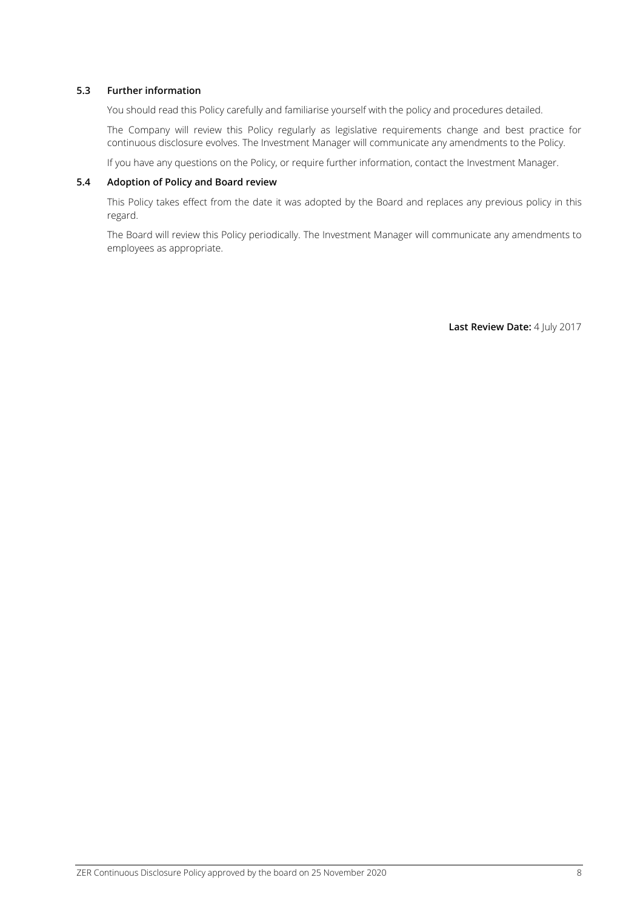### 5.3 Further information

You should read this Policy carefully and familiarise yourself with the policy and procedures detailed.

The Company will review this Policy regularly as legislative requirements change and best practice for continuous disclosure evolves. The Investment Manager will communicate any amendments to the Policy.

If you have any questions on the Policy, or require further information, contact the Investment Manager.

### 5.4 Adoption of Policy and Board review

This Policy takes effect from the date it was adopted by the Board and replaces any previous policy in this regard.

The Board will review this Policy periodically. The Investment Manager will communicate any amendments to employees as appropriate.

**Last Review Date:** 4 July 2017